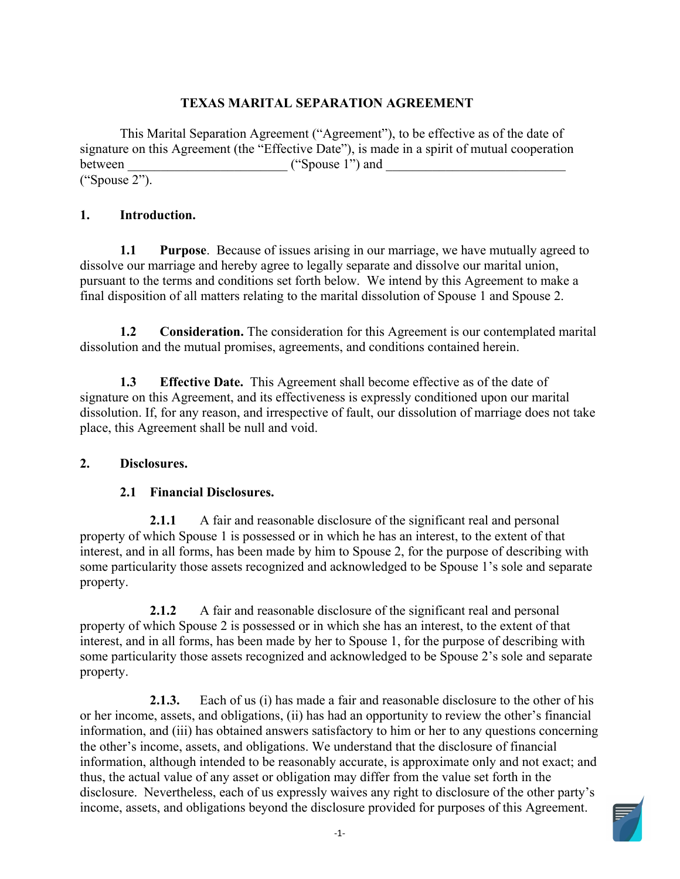# TEXAS MARITAL SEPARATION AGREEMENT

This Marital Separation Agreement ("Agreement"), to be effective as of the date of signature on this Agreement (the "Effective Date"), is made in a spirit of mutual cooperation between _______________________ ("Spouse 1") and __________________________ ("Spouse 2").

## 1. Introduction.

**1.1 Purpose**. Because of issues arising in our marriage, we have mutually agreed to dissolve our marriage and hereby agree to legally separate and dissolve our marital union, pursuant to the terms and conditions set forth below. We intend by this Agreement to make a final disposition of all matters relating to the marital dissolution of Spouse 1 and Spouse 2.

**1.2 Consideration.** The consideration for this Agreement is our contemplated marital dissolution and the mutual promises, agreements, and conditions contained herein.

**1.3 Effective Date.** This Agreement shall become effective as of the date of signature on this Agreement, and its effectiveness is expressly conditioned upon our marital dissolution. If, for any reason, and irrespective of fault, our dissolution of marriage does not take place, this Agreement shall be null and void.

## 2. Disclosures.

### 2.1 Financial Disclosures.

**2.1.1** A fair and reasonable disclosure of the significant real and personal property of which Spouse 1 is possessed or in which he has an interest, to the extent of that interest, and in all forms, has been made by him to Spouse 2, for the purpose of describing with some particularity those assets recognized and acknowledged to be Spouse 1's sole and separate property.

**2.1.2** A fair and reasonable disclosure of the significant real and personal property of which Spouse 2 is possessed or in which she has an interest, to the extent of that interest, and in all forms, has been made by her to Spouse 1, for the purpose of describing with some particularity those assets recognized and acknowledged to be Spouse 2's sole and separate property.

**2.1.3.** Each of us (i) has made a fair and reasonable disclosure to the other of his or her income, assets, and obligations, (ii) has had an opportunity to review the other's financial information, and (iii) has obtained answers satisfactory to him or her to any questions concerning the other's income, assets, and obligations. We understand that the disclosure of financial information, although intended to be reasonably accurate, is approximate only and not exact; and thus, the actual value of any asset or obligation may differ from the value set forth in the disclosure. Nevertheless, each of us expressly waives any right to disclosure of the other party's income, assets, and obligations beyond the disclosure provided for purposes of this Agreement.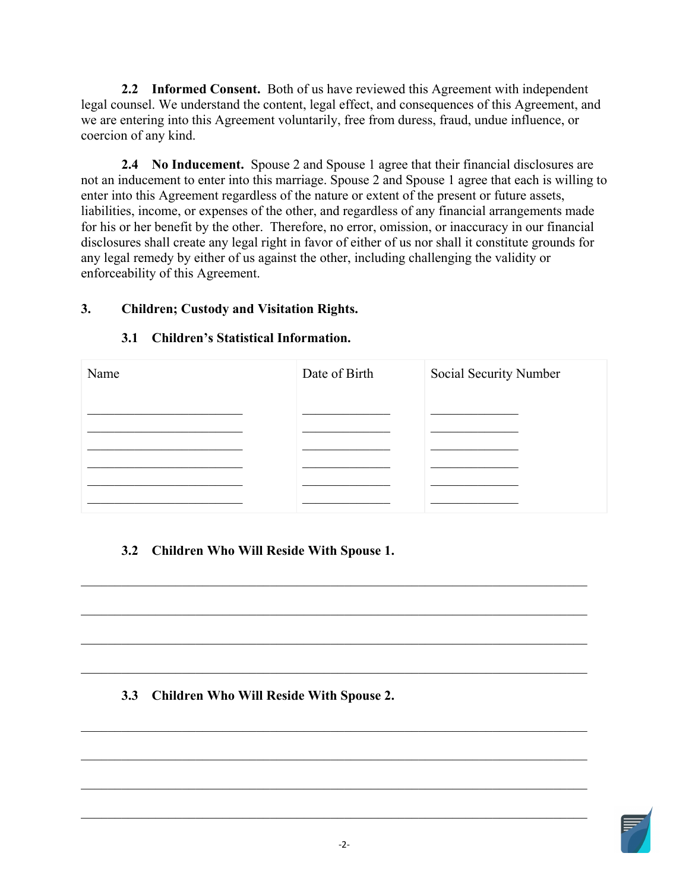**2.2 Informed Consent.** Both of us have reviewed this Agreement with independent legal counsel. We understand the content, legal effect, and consequences of this Agreement, and we are entering into this Agreement voluntarily, free from duress, fraud, undue influence, or coercion of any kind.

**2.4 No Inducement.** Spouse 2 and Spouse 1 agree that their financial disclosures are not an inducement to enter into this marriage. Spouse 2 and Spouse 1 agree that each is willing to enter into this Agreement regardless of the nature or extent of the present or future assets, liabilities, income, or expenses of the other, and regardless of any financial arrangements made for his or her benefit by the other. Therefore, no error, omission, or inaccuracy in our financial disclosures shall create any legal right in favor of either of us nor shall it constitute grounds for any legal remedy by either of us against the other, including challenging the validity or enforceability of this Agreement.

## 3. Children; Custody and Visitation Rights.

### 3.1 Children's Statistical Information.

| Name | Date of Birth | Social Security Number |
|---|---|---|
| _________________________ | ______________ | ______________ |
| _________________________ | ______________ | ______________ |
| _________________________ | ______________ | ______________ |
| _________________________ | ______________ | ______________ |
| _________________________ | ______________ | ______________ |
| _________________________ | ______________ | ______________ |

### 3.2 Children Who Will Reside With Spouse 1.

_________________________________________________________________________________

_________________________________________________________________________________

_________________________________________________________________________________

_________________________________________________________________________________

### 3.3 Children Who Will Reside With Spouse 2.

_________________________________________________________________________________

_________________________________________________________________________________

_________________________________________________________________________________

_________________________________________________________________________________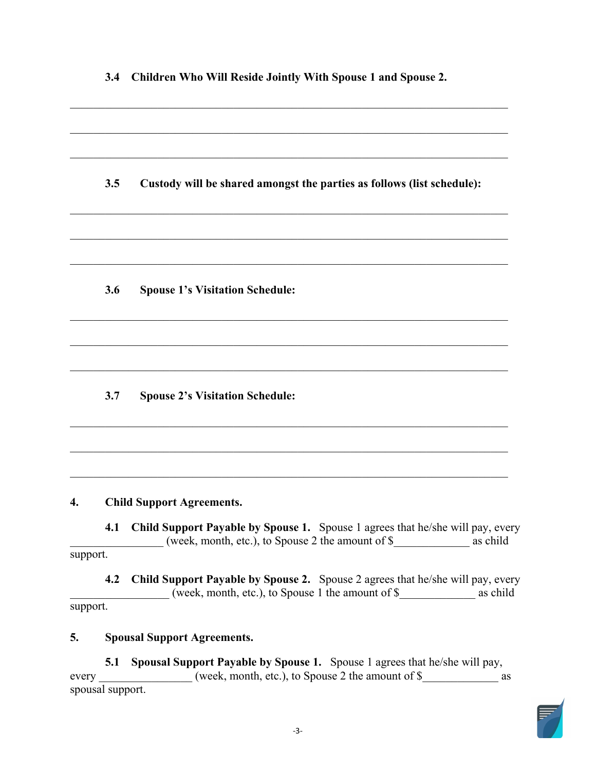**3.4 Children Who Will Reside Jointly With Spouse 1 and Spouse 2.**

_______________________________________________________________________________

_______________________________________________________________________________

_______________________________________________________________________________

**3.5 Custody will be shared amongst the parties as follows (list schedule):**

_______________________________________________________________________________

_______________________________________________________________________________

_______________________________________________________________________________

**3.6 Spouse 1's Visitation Schedule:**

_______________________________________________________________________________

_______________________________________________________________________________

_______________________________________________________________________________

**3.7 Spouse 2's Visitation Schedule:**

_______________________________________________________________________________

_______________________________________________________________________________

_______________________________________________________________________________

**4. Child Support Agreements.**

**4.1 Child Support Payable by Spouse 1.** Spouse 1 agrees that he/she will pay, every ________________ (week, month, etc.), to Spouse 2 the amount of $_____________ as child support.

**4.2 Child Support Payable by Spouse 2.** Spouse 2 agrees that he/she will pay, every _________________ (week, month, etc.), to Spouse 1 the amount of $_____________ as child support.

**5. Spousal Support Agreements.**

**5.1 Spousal Support Payable by Spouse 1.** Spouse 1 agrees that he/she will pay, every ________________ (week, month, etc.), to Spouse 2 the amount of $_____________ as spousal support.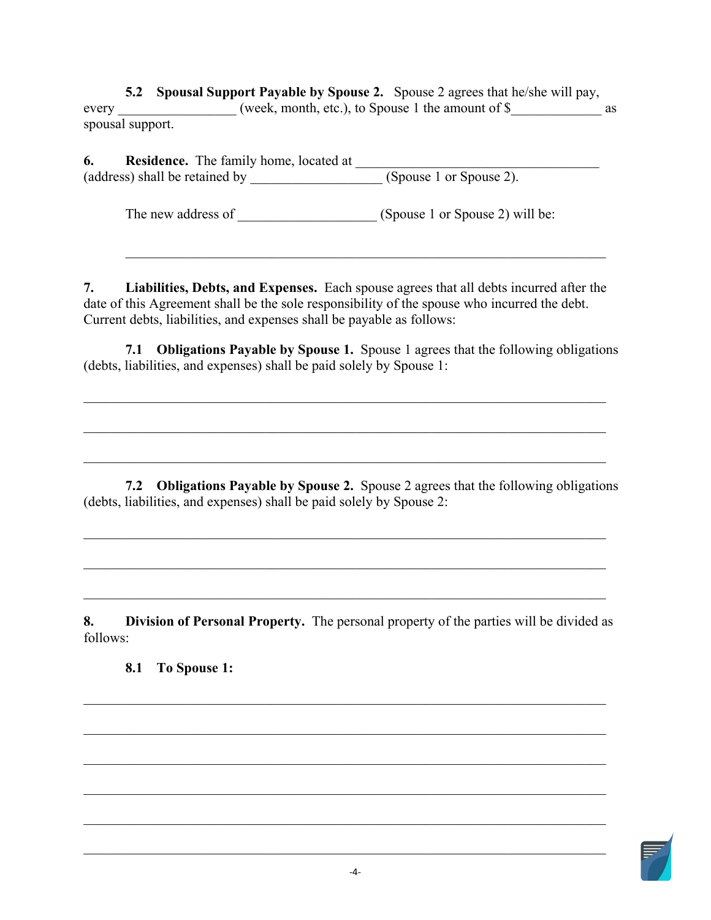**5.2 Spousal Support Payable by Spouse 2.** Spouse 2 agrees that he/she will pay, every _________________ (week, month, etc.), to Spouse 1 the amount of $_____________ as spousal support.

**6. Residence.** The family home, located at ____________________________________ (address) shall be retained by ___________________ (Spouse 1 or Spouse 2).

The new address of ____________________ (Spouse 1 or Spouse 2) will be:

______________________________________________________________________

**7. Liabilities, Debts, and Expenses.** Each spouse agrees that all debts incurred after the date of this Agreement shall be the sole responsibility of the spouse who incurred the debt. Current debts, liabilities, and expenses shall be payable as follows:

**7.1 Obligations Payable by Spouse 1.** Spouse 1 agrees that the following obligations (debts, liabilities, and expenses) shall be paid solely by Spouse 1:

______________________________________________________________________

______________________________________________________________________

______________________________________________________________________

**7.2 Obligations Payable by Spouse 2.** Spouse 2 agrees that the following obligations (debts, liabilities, and expenses) shall be paid solely by Spouse 2:

______________________________________________________________________

______________________________________________________________________

______________________________________________________________________

**8. Division of Personal Property.** The personal property of the parties will be divided as follows:

**8.1 To Spouse 1:**

______________________________________________________________________

______________________________________________________________________

______________________________________________________________________

______________________________________________________________________

______________________________________________________________________

______________________________________________________________________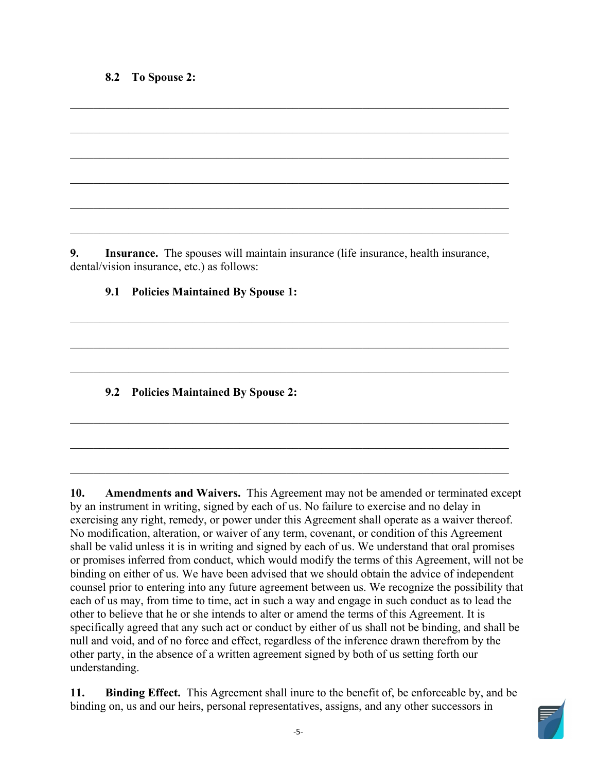**8.2 To Spouse 2:**

\_\_\_\_\_\_\_\_\_\_\_\_\_\_\_\_\_\_\_\_\_\_\_\_\_\_\_\_\_\_\_\_\_\_\_\_\_\_\_\_\_\_\_\_\_\_\_\_\_\_\_\_\_\_\_\_\_\_\_\_\_\_\_\_\_\_\_\_\_\_\_\_

\_\_\_\_\_\_\_\_\_\_\_\_\_\_\_\_\_\_\_\_\_\_\_\_\_\_\_\_\_\_\_\_\_\_\_\_\_\_\_\_\_\_\_\_\_\_\_\_\_\_\_\_\_\_\_\_\_\_\_\_\_\_\_\_\_\_\_\_\_\_\_\_

\_\_\_\_\_\_\_\_\_\_\_\_\_\_\_\_\_\_\_\_\_\_\_\_\_\_\_\_\_\_\_\_\_\_\_\_\_\_\_\_\_\_\_\_\_\_\_\_\_\_\_\_\_\_\_\_\_\_\_\_\_\_\_\_\_\_\_\_\_\_\_\_

\_\_\_\_\_\_\_\_\_\_\_\_\_\_\_\_\_\_\_\_\_\_\_\_\_\_\_\_\_\_\_\_\_\_\_\_\_\_\_\_\_\_\_\_\_\_\_\_\_\_\_\_\_\_\_\_\_\_\_\_\_\_\_\_\_\_\_\_\_\_\_\_

\_\_\_\_\_\_\_\_\_\_\_\_\_\_\_\_\_\_\_\_\_\_\_\_\_\_\_\_\_\_\_\_\_\_\_\_\_\_\_\_\_\_\_\_\_\_\_\_\_\_\_\_\_\_\_\_\_\_\_\_\_\_\_\_\_\_\_\_\_\_\_\_

\_\_\_\_\_\_\_\_\_\_\_\_\_\_\_\_\_\_\_\_\_\_\_\_\_\_\_\_\_\_\_\_\_\_\_\_\_\_\_\_\_\_\_\_\_\_\_\_\_\_\_\_\_\_\_\_\_\_\_\_\_\_\_\_\_\_\_\_\_\_\_\_

**9. Insurance.** The spouses will maintain insurance (life insurance, health insurance, dental/vision insurance, etc.) as follows:

**9.1 Policies Maintained By Spouse 1:**

\_\_\_\_\_\_\_\_\_\_\_\_\_\_\_\_\_\_\_\_\_\_\_\_\_\_\_\_\_\_\_\_\_\_\_\_\_\_\_\_\_\_\_\_\_\_\_\_\_\_\_\_\_\_\_\_\_\_\_\_\_\_\_\_\_\_\_\_\_\_\_\_

\_\_\_\_\_\_\_\_\_\_\_\_\_\_\_\_\_\_\_\_\_\_\_\_\_\_\_\_\_\_\_\_\_\_\_\_\_\_\_\_\_\_\_\_\_\_\_\_\_\_\_\_\_\_\_\_\_\_\_\_\_\_\_\_\_\_\_\_\_\_\_\_

\_\_\_\_\_\_\_\_\_\_\_\_\_\_\_\_\_\_\_\_\_\_\_\_\_\_\_\_\_\_\_\_\_\_\_\_\_\_\_\_\_\_\_\_\_\_\_\_\_\_\_\_\_\_\_\_\_\_\_\_\_\_\_\_\_\_\_\_\_\_\_\_

**9.2 Policies Maintained By Spouse 2:**

\_\_\_\_\_\_\_\_\_\_\_\_\_\_\_\_\_\_\_\_\_\_\_\_\_\_\_\_\_\_\_\_\_\_\_\_\_\_\_\_\_\_\_\_\_\_\_\_\_\_\_\_\_\_\_\_\_\_\_\_\_\_\_\_\_\_\_\_\_\_\_\_

\_\_\_\_\_\_\_\_\_\_\_\_\_\_\_\_\_\_\_\_\_\_\_\_\_\_\_\_\_\_\_\_\_\_\_\_\_\_\_\_\_\_\_\_\_\_\_\_\_\_\_\_\_\_\_\_\_\_\_\_\_\_\_\_\_\_\_\_\_\_\_\_

\_\_\_\_\_\_\_\_\_\_\_\_\_\_\_\_\_\_\_\_\_\_\_\_\_\_\_\_\_\_\_\_\_\_\_\_\_\_\_\_\_\_\_\_\_\_\_\_\_\_\_\_\_\_\_\_\_\_\_\_\_\_\_\_\_\_\_\_\_\_\_\_

**10. Amendments and Waivers.** This Agreement may not be amended or terminated except by an instrument in writing, signed by each of us. No failure to exercise and no delay in exercising any right, remedy, or power under this Agreement shall operate as a waiver thereof. No modification, alteration, or waiver of any term, covenant, or condition of this Agreement shall be valid unless it is in writing and signed by each of us. We understand that oral promises or promises inferred from conduct, which would modify the terms of this Agreement, will not be binding on either of us. We have been advised that we should obtain the advice of independent counsel prior to entering into any future agreement between us. We recognize the possibility that each of us may, from time to time, act in such a way and engage in such conduct as to lead the other to believe that he or she intends to alter or amend the terms of this Agreement. It is specifically agreed that any such act or conduct by either of us shall not be binding, and shall be null and void, and of no force and effect, regardless of the inference drawn therefrom by the other party, in the absence of a written agreement signed by both of us setting forth our understanding.

**11. Binding Effect.** This Agreement shall inure to the benefit of, be enforceable by, and be binding on, us and our heirs, personal representatives, assigns, and any other successors in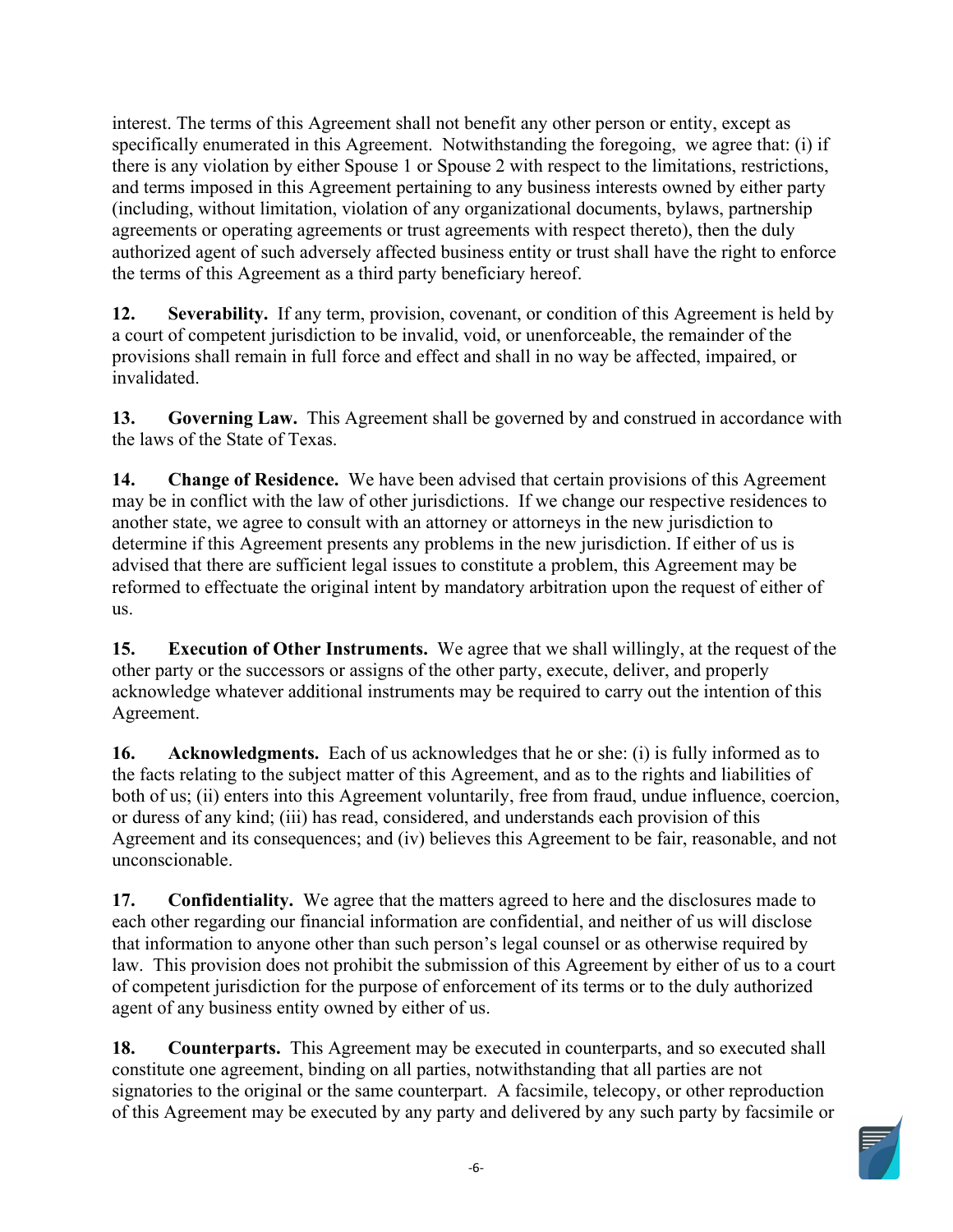interest. The terms of this Agreement shall not benefit any other person or entity, except as specifically enumerated in this Agreement. Notwithstanding the foregoing, we agree that: (i) if there is any violation by either Spouse 1 or Spouse 2 with respect to the limitations, restrictions, and terms imposed in this Agreement pertaining to any business interests owned by either party (including, without limitation, violation of any organizational documents, bylaws, partnership agreements or operating agreements or trust agreements with respect thereto), then the duly authorized agent of such adversely affected business entity or trust shall have the right to enforce the terms of this Agreement as a third party beneficiary hereof.

**12. Severability.** If any term, provision, covenant, or condition of this Agreement is held by a court of competent jurisdiction to be invalid, void, or unenforceable, the remainder of the provisions shall remain in full force and effect and shall in no way be affected, impaired, or invalidated.

**13. Governing Law.** This Agreement shall be governed by and construed in accordance with the laws of the State of Texas.

**14. Change of Residence.** We have been advised that certain provisions of this Agreement may be in conflict with the law of other jurisdictions. If we change our respective residences to another state, we agree to consult with an attorney or attorneys in the new jurisdiction to determine if this Agreement presents any problems in the new jurisdiction. If either of us is advised that there are sufficient legal issues to constitute a problem, this Agreement may be reformed to effectuate the original intent by mandatory arbitration upon the request of either of us.

**15. Execution of Other Instruments.** We agree that we shall willingly, at the request of the other party or the successors or assigns of the other party, execute, deliver, and properly acknowledge whatever additional instruments may be required to carry out the intention of this Agreement.

**16. Acknowledgments.** Each of us acknowledges that he or she: (i) is fully informed as to the facts relating to the subject matter of this Agreement, and as to the rights and liabilities of both of us; (ii) enters into this Agreement voluntarily, free from fraud, undue influence, coercion, or duress of any kind; (iii) has read, considered, and understands each provision of this Agreement and its consequences; and (iv) believes this Agreement to be fair, reasonable, and not unconscionable.

**17. Confidentiality.** We agree that the matters agreed to here and the disclosures made to each other regarding our financial information are confidential, and neither of us will disclose that information to anyone other than such person's legal counsel or as otherwise required by law. This provision does not prohibit the submission of this Agreement by either of us to a court of competent jurisdiction for the purpose of enforcement of its terms or to the duly authorized agent of any business entity owned by either of us.

**18. Counterparts.** This Agreement may be executed in counterparts, and so executed shall constitute one agreement, binding on all parties, notwithstanding that all parties are not signatories to the original or the same counterpart. A facsimile, telecopy, or other reproduction of this Agreement may be executed by any party and delivered by any such party by facsimile or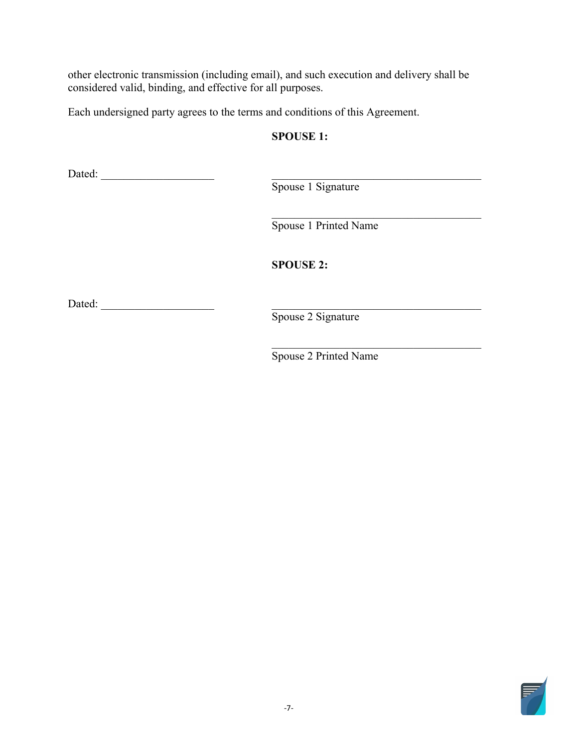other electronic transmission (including email), and such execution and delivery shall be considered valid, binding, and effective for all purposes.

Each undersigned party agrees to the terms and conditions of this Agreement.

**SPOUSE 1:**

Dated: ____________________

____________________________________
Spouse 1 Signature

____________________________________
Spouse 1 Printed Name

**SPOUSE 2:**

Dated: ____________________

____________________________________
Spouse 2 Signature

____________________________________
Spouse 2 Printed Name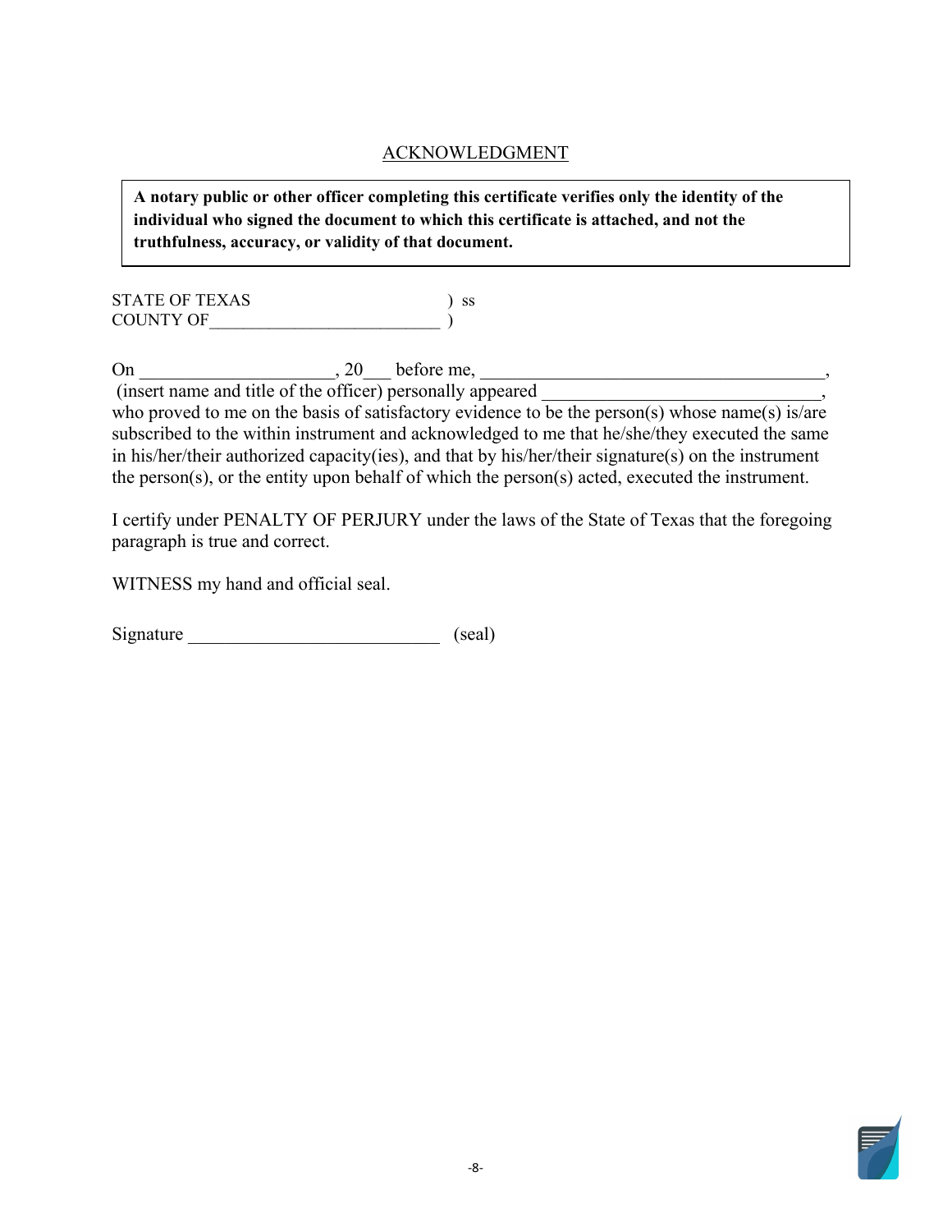# ACKNOWLEDGMENT

> **A notary public or other officer completing this certificate verifies only the identity of the individual who signed the document to which this certificate is attached, and not the truthfulness, accuracy, or validity of that document.**

STATE OF TEXAS ) ss
COUNTY OF___________________________ )

On _____________________, 20___ before me, _____________________________________, (insert name and title of the officer) personally appeared _______________________________, who proved to me on the basis of satisfactory evidence to be the person(s) whose name(s) is/are subscribed to the within instrument and acknowledged to me that he/she/they executed the same in his/her/their authorized capacity(ies), and that by his/her/their signature(s) on the instrument the person(s), or the entity upon behalf of which the person(s) acted, executed the instrument.

I certify under PENALTY OF PERJURY under the laws of the State of Texas that the foregoing paragraph is true and correct.

WITNESS my hand and official seal.

Signature ___________________________ (seal)